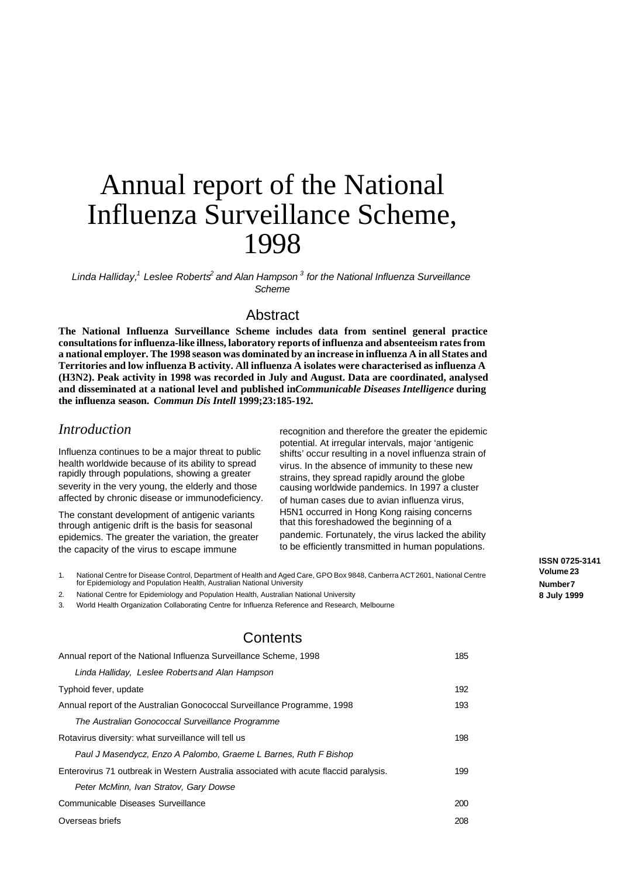# Annual report of the National Influenza Surveillance Scheme, 1998

*Linda Halliday,[1] Leslee Roberts[2] and Alan Hampson [3] for the National Influenza Surveillance Scheme*

## Abstract

**The National Influenza Surveillance Scheme includes data from sentinel general practice consultations for influenza-like illness, laboratory reports of influenza and absenteeism rates from a national employer. The 1998 season was dominated by an increase in influenza A in all States and Territories and low influenza B activity. All influenza A isolates were characterised as influenza A (H3N2). Peak activity in 1998 was recorded in July and August. Data are coordinated, analysed and disseminated at a national level and published in *Communicable Diseases Intelligence* during the influenza season. *Commun Dis Intell* 1999;23:185-192.**

## *Introduction*

Influenza continues to be a major threat to public health worldwide because of its ability to spread rapidly through populations, showing a greater severity in the very young, the elderly and those affected by chronic disease or immunodeficiency.

The constant development of antigenic variants through antigenic drift is the basis for seasonal epidemics. The greater the variation, the greater the capacity of the virus to escape immune recognition and therefore the greater the epidemic potential. At irregular intervals, major 'antigenic shifts' occur resulting in a novel influenza strain of virus. In the absence of immunity to these new strains, they spread rapidly around the globe causing worldwide pandemics. In 1997 a cluster of human cases due to avian influenza virus, H5N1 occurred in Hong Kong raising concerns that this foreshadowed the beginning of a pandemic. Fortunately, the virus lacked the ability to be efficiently transmitted in human populations.

1. National Centre for Disease Control, Department of Health and Aged Care, GPO Box 9848, Canberra ACT 2601, National Centre for Epidemiology and Population Health, Australian National University
2. National Centre for Epidemiology and Population Health, Australian National University
3. World Health Organization Collaborating Centre for Influenza Reference and Research, Melbourne

**ISSN 0725-3141**
**Volume 23**
**Number 7**
**8 July 1999**

## Contents

| | |
|---|---|
| Annual report of the National Influenza Surveillance Scheme, 1998 | 185 |
| *Linda Halliday, Leslee Roberts and Alan Hampson* | |
| Typhoid fever, update | 192 |
| Annual report of the Australian Gonococcal Surveillance Programme, 1998 | 193 |
| *The Australian Gonococcal Surveillance Programme* | |
| Rotavirus diversity: what surveillance will tell us | 198 |
| *Paul J Masendycz, Enzo A Palombo, Graeme L Barnes, Ruth F Bishop* | |
| Enterovirus 71 outbreak in Western Australia associated with acute flaccid paralysis. | 199 |
| *Peter McMinn, Ivan Stratov, Gary Dowse* | |
| Communicable Diseases Surveillance | 200 |
| Overseas briefs | 208 |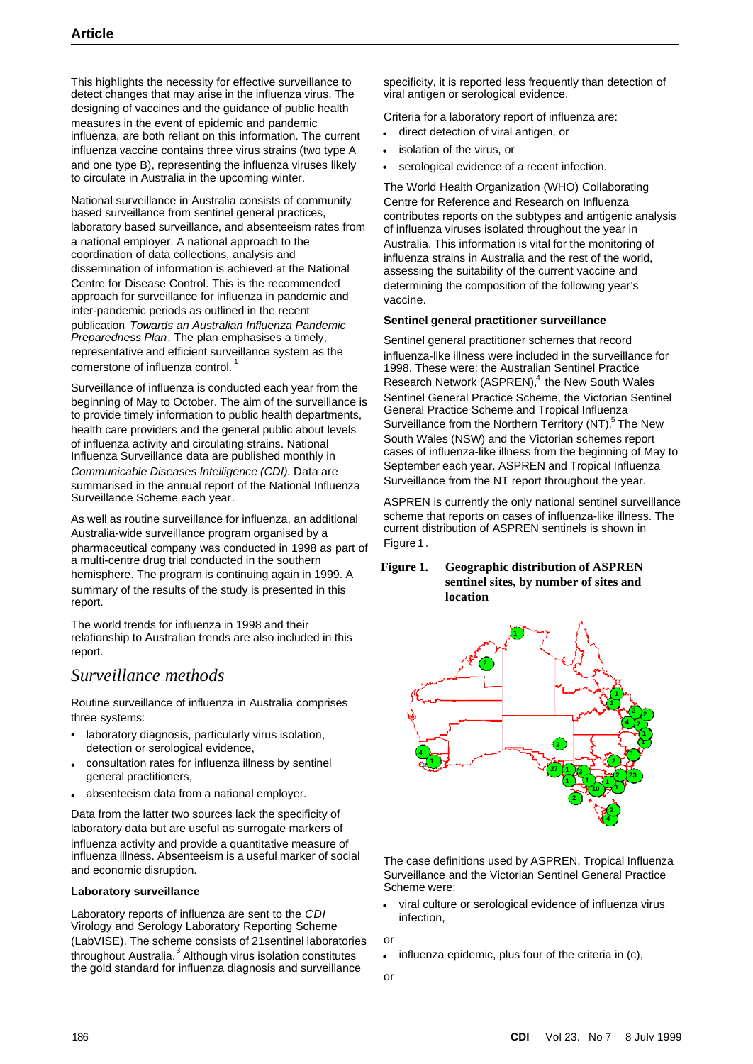This highlights the necessity for effective surveillance to detect changes that may arise in the influenza virus. The designing of vaccines and the guidance of public health measures in the event of epidemic and pandemic influenza, are both reliant on this information. The current influenza vaccine contains three virus strains (two type A and one type B), representing the influenza viruses likely to circulate in Australia in the upcoming winter.

National surveillance in Australia consists of community based surveillance from sentinel general practices, laboratory based surveillance, and absenteeism rates from a national employer. A national approach to the coordination of data collections, analysis and dissemination of information is achieved at the National Centre for Disease Control. This is the recommended approach for surveillance for influenza in pandemic and inter-pandemic periods as outlined in the recent publication *Towards an Australian Influenza Pandemic Preparedness Plan*. The plan emphasises a timely, representative and efficient surveillance system as the cornerstone of influenza control.[1]

Surveillance of influenza is conducted each year from the beginning of May to October. The aim of the surveillance is to provide timely information to public health departments, health care providers and the general public about levels of influenza activity and circulating strains. National Influenza Surveillance data are published monthly in *Communicable Diseases Intelligence (CDI).* Data are summarised in the annual report of the National Influenza Surveillance Scheme each year.

As well as routine surveillance for influenza, an additional Australia-wide surveillance program organised by a pharmaceutical company was conducted in 1998 as part of a multi-centre drug trial conducted in the southern hemisphere. The program is continuing again in 1999. A summary of the results of the study is presented in this report.

The world trends for influenza in 1998 and their relationship to Australian trends are also included in this report.

## *Surveillance methods*

Routine surveillance of influenza in Australia comprises three systems:

- laboratory diagnosis, particularly virus isolation, detection or serological evidence,
- consultation rates for influenza illness by sentinel general practitioners,
- absenteeism data from a national employer.

Data from the latter two sources lack the specificity of laboratory data but are useful as surrogate markers of influenza activity and provide a quantitative measure of influenza illness. Absenteeism is a useful marker of social and economic disruption.

### Laboratory surveillance

Laboratory reports of influenza are sent to the *CDI* Virology and Serology Laboratory Reporting Scheme (LabVISE). The scheme consists of 21sentinel laboratories throughout Australia.[3] Although virus isolation constitutes the gold standard for influenza diagnosis and surveillance specificity, it is reported less frequently than detection of viral antigen or serological evidence.

Criteria for a laboratory report of influenza are:

- direct detection of viral antigen, or
- isolation of the virus, or
- serological evidence of a recent infection.

The World Health Organization (WHO) Collaborating Centre for Reference and Research on Influenza contributes reports on the subtypes and antigenic analysis of influenza viruses isolated throughout the year in Australia. This information is vital for the monitoring of influenza strains in Australia and the rest of the world, assessing the suitability of the current vaccine and determining the composition of the following year's vaccine.

### Sentinel general practitioner surveillance

Sentinel general practitioner schemes that record influenza-like illness were included in the surveillance for 1998. These were: the Australian Sentinel Practice Research Network (ASPREN),[4] the New South Wales Sentinel General Practice Scheme, the Victorian Sentinel General Practice Scheme and Tropical Influenza Surveillance from the Northern Territory (NT).[5] The New South Wales (NSW) and the Victorian schemes report cases of influenza-like illness from the beginning of May to September each year. ASPREN and Tropical Influenza Surveillance from the NT report throughout the year.

ASPREN is currently the only national sentinel surveillance scheme that reports on cases of influenza-like illness. The current distribution of ASPREN sentinels is shown in Figure 1.

**Figure 1. Geographic distribution of ASPREN sentinel sites, by number of sites and location**

The case definitions used by ASPREN, Tropical Influenza Surveillance and the Victorian Sentinel General Practice Scheme were:

- viral culture or serological evidence of influenza virus infection,

or

- influenza epidemic, plus four of the criteria in (c),

or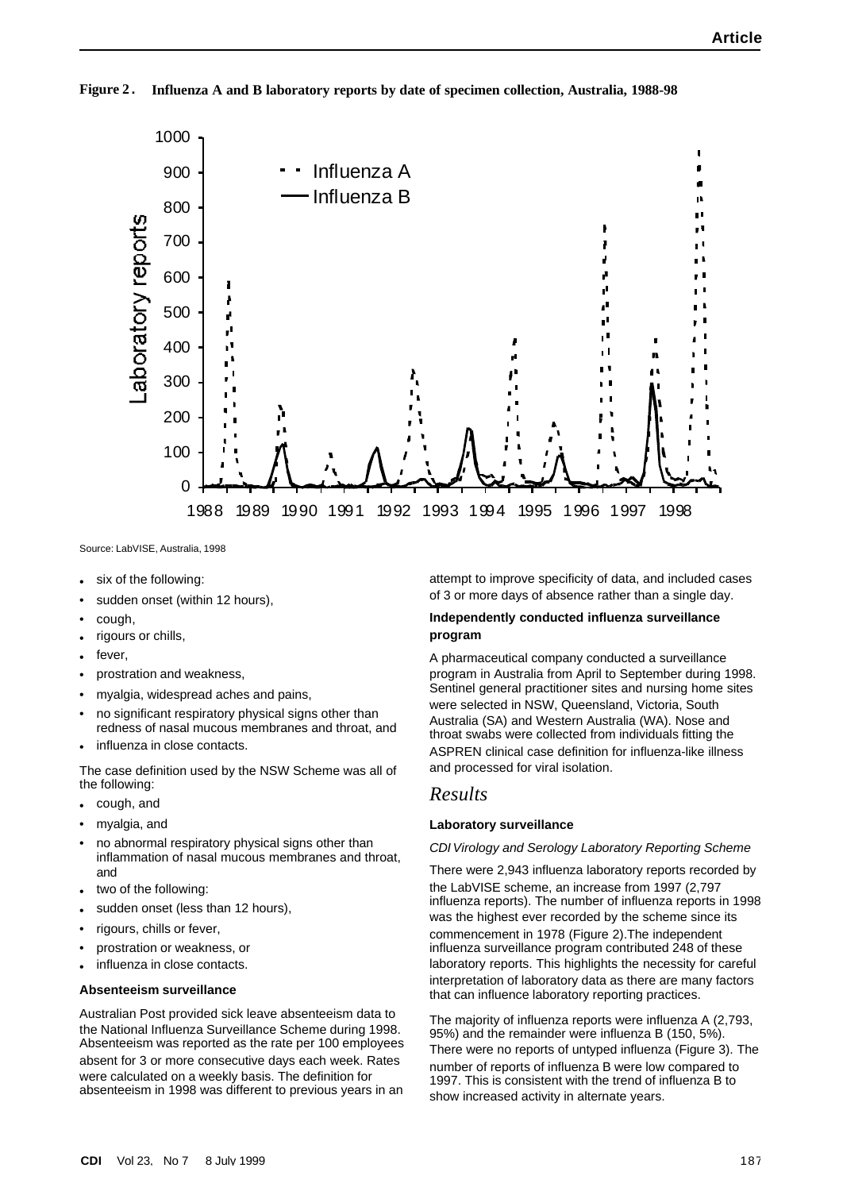**Figure 2. Influenza A and B laboratory reports by date of specimen collection, Australia, 1988-98**

Source: LabVISE, Australia, 1998

- six of the following:
- sudden onset (within 12 hours),
- cough,
- rigours or chills,
- fever,
- prostration and weakness,
- myalgia, widespread aches and pains,
- no significant respiratory physical signs other than redness of nasal mucous membranes and throat, and
- influenza in close contacts.

The case definition used by the NSW Scheme was all of the following:

- cough, and
- myalgia, and
- no abnormal respiratory physical signs other than inflammation of nasal mucous membranes and throat, and
- two of the following:
- sudden onset (less than 12 hours),
- rigours, chills or fever,
- prostration or weakness, or
- influenza in close contacts.

### Absenteeism surveillance

Australian Post provided sick leave absenteeism data to the National Influenza Surveillance Scheme during 1998. Absenteeism was reported as the rate per 100 employees absent for 3 or more consecutive days each week. Rates were calculated on a weekly basis. The definition for absenteeism in 1998 was different to previous years in an attempt to improve specificity of data, and included cases of 3 or more days of absence rather than a single day.

### Independently conducted influenza surveillance program

A pharmaceutical company conducted a surveillance program in Australia from April to September during 1998. Sentinel general practitioner sites and nursing home sites were selected in NSW, Queensland, Victoria, South Australia (SA) and Western Australia (WA). Nose and throat swabs were collected from individuals fitting the ASPREN clinical case definition for influenza-like illness and processed for viral isolation.

## *Results*

### Laboratory surveillance

*CDI Virology and Serology Laboratory Reporting Scheme*

There were 2,943 influenza laboratory reports recorded by the LabVISE scheme, an increase from 1997 (2,797 influenza reports). The number of influenza reports in 1998 was the highest ever recorded by the scheme since its commencement in 1978 (Figure 2).The independent influenza surveillance program contributed 248 of these laboratory reports. This highlights the necessity for careful interpretation of laboratory data as there are many factors that can influence laboratory reporting practices.

The majority of influenza reports were influenza A (2,793, 95%) and the remainder were influenza B (150, 5%). There were no reports of untyped influenza (Figure 3). The number of reports of influenza B were low compared to 1997. This is consistent with the trend of influenza B to show increased activity in alternate years.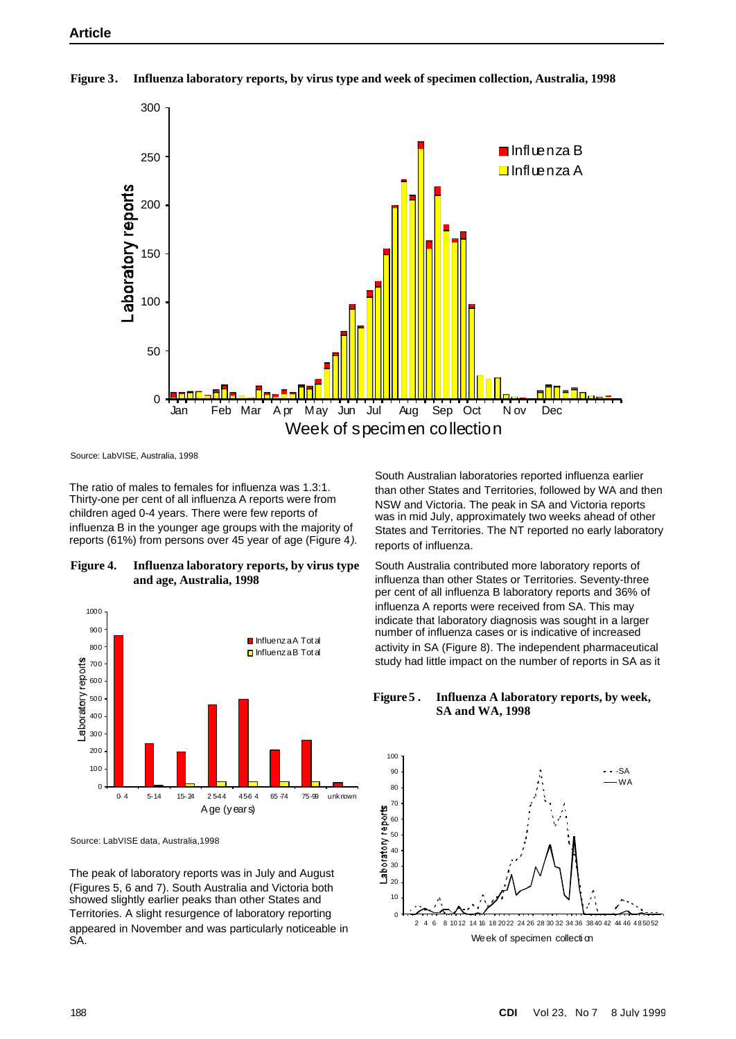**Figure 3. Influenza laboratory reports, by virus type and week of specimen collection, Australia, 1998**

Source: LabVISE, Australia, 1998

The ratio of males to females for influenza was 1.3:1. Thirty-one per cent of all influenza A reports were from children aged 0-4 years. There were few reports of influenza B in the younger age groups with the majority of reports (61%) from persons over 45 year of age (Figure 4).

**Figure 4. Influenza laboratory reports, by virus type and age, Australia, 1998**

Source: LabVISE data, Australia,1998

The peak of laboratory reports was in July and August (Figures 5, 6 and 7). South Australia and Victoria both showed slightly earlier peaks than other States and Territories. A slight resurgence of laboratory reporting appeared in November and was particularly noticeable in SA.

South Australian laboratories reported influenza earlier than other States and Territories, followed by WA and then NSW and Victoria. The peak in SA and Victoria reports was in mid July, approximately two weeks ahead of other States and Territories. The NT reported no early laboratory reports of influenza.

South Australia contributed more laboratory reports of influenza than other States or Territories. Seventy-three per cent of all influenza B laboratory reports and 36% of influenza A reports were received from SA. This may indicate that laboratory diagnosis was sought in a larger number of influenza cases or is indicative of increased activity in SA (Figure 8). The independent pharmaceutical study had little impact on the number of reports in SA as it

**Figure 5. Influenza A laboratory reports, by week, SA and WA, 1998**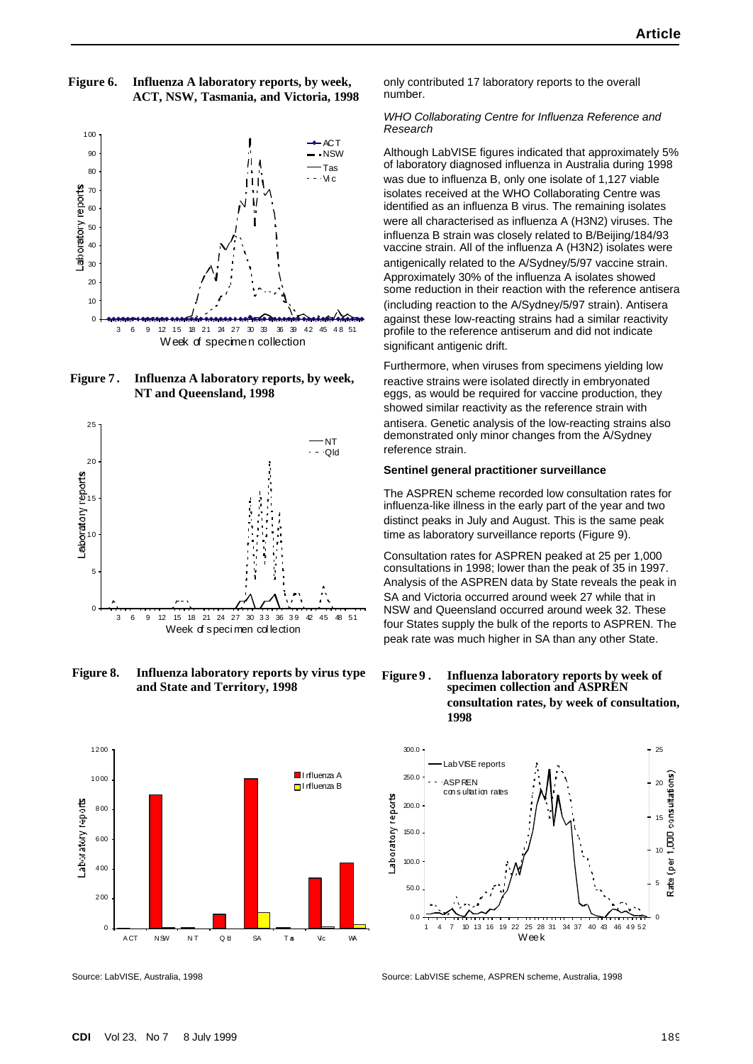**Figure 6. Influenza A laboratory reports, by week, ACT, NSW, Tasmania, and Victoria, 1998**

**Figure 7. Influenza A laboratory reports, by week, NT and Queensland, 1998**

**Figure 8. Influenza laboratory reports by virus type and State and Territory, 1998**

Source: LabVISE, Australia, 1998

only contributed 17 laboratory reports to the overall number.

*WHO Collaborating Centre for Influenza Reference and Research*

Although LabVISE figures indicated that approximately 5% of laboratory diagnosed influenza in Australia during 1998 was due to influenza B, only one isolate of 1,127 viable isolates received at the WHO Collaborating Centre was identified as an influenza B virus. The remaining isolates were all characterised as influenza A (H3N2) viruses. The influenza B strain was closely related to B/Beijing/184/93 vaccine strain. All of the influenza A (H3N2) isolates were antigenically related to the A/Sydney/5/97 vaccine strain. Approximately 30% of the influenza A isolates showed some reduction in their reaction with the reference antisera (including reaction to the A/Sydney/5/97 strain). Antisera against these low-reacting strains had a similar reactivity profile to the reference antiserum and did not indicate significant antigenic drift.

Furthermore, when viruses from specimens yielding low reactive strains were isolated directly in embryonated eggs, as would be required for vaccine production, they showed similar reactivity as the reference strain with antisera. Genetic analysis of the low-reacting strains also demonstrated only minor changes from the A/Sydney reference strain.

**Sentinel general practitioner surveillance**

The ASPREN scheme recorded low consultation rates for influenza-like illness in the early part of the year and two distinct peaks in July and August. This is the same peak time as laboratory surveillance reports (Figure 9).

Consultation rates for ASPREN peaked at 25 per 1,000 consultations in 1998; lower than the peak of 35 in 1997. Analysis of the ASPREN data by State reveals the peak in SA and Victoria occurred around week 27 while that in NSW and Queensland occurred around week 32. These four States supply the bulk of the reports to ASPREN. The peak rate was much higher in SA than any other State.

**Figure 9. Influenza laboratory reports by week of specimen collection and ASPREN consultation rates, by week of consultation, 1998**

Source: LabVISE scheme, ASPREN scheme, Australia, 1998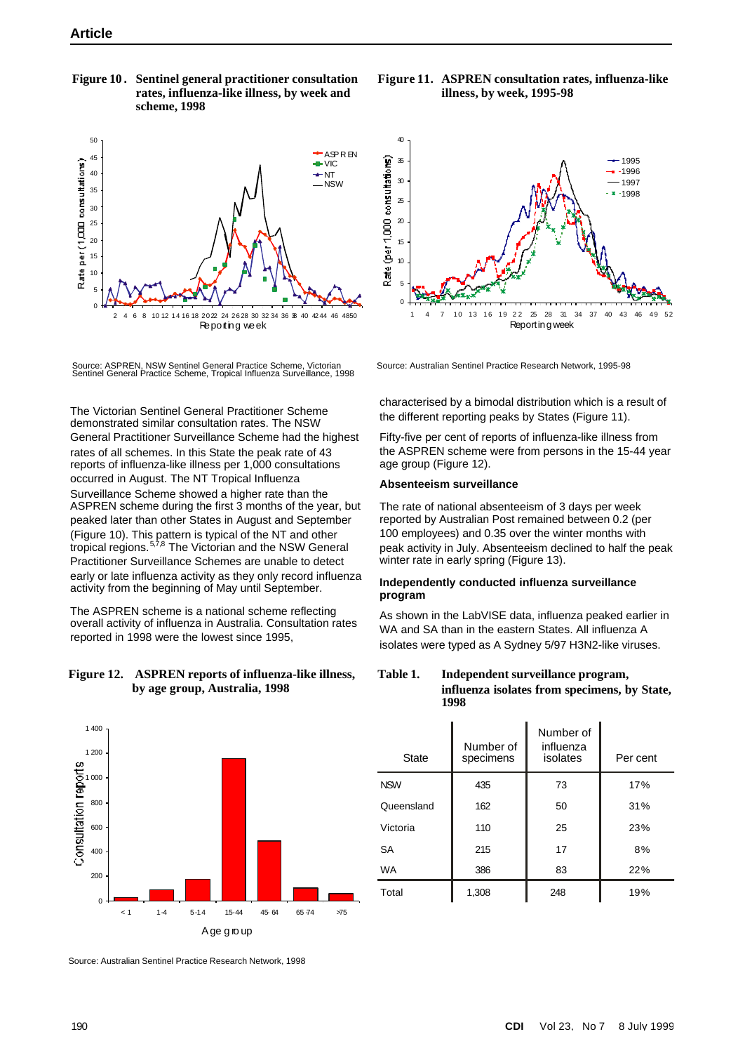**Figure 10. Sentinel general practitioner consultation rates, influenza-like illness, by week and scheme, 1998**

Source: ASPREN, NSW Sentinel General Practice Scheme, Victorian Sentinel General Practice Scheme, Tropical Influenza Surveillance, 1998

**Figure 11. ASPREN consultation rates, influenza-like illness, by week, 1995-98**

Source: Australian Sentinel Practice Research Network, 1995-98

The Victorian Sentinel General Practitioner Scheme demonstrated similar consultation rates. The NSW General Practitioner Surveillance Scheme had the highest rates of all schemes. In this State the peak rate of 43 reports of influenza-like illness per 1,000 consultations occurred in August. The NT Tropical Influenza Surveillance Scheme showed a higher rate than the ASPREN scheme during the first 3 months of the year, but peaked later than other States in August and September (Figure 10). This pattern is typical of the NT and other tropical regions.[5,7,8] The Victorian and the NSW General Practitioner Surveillance Schemes are unable to detect early or late influenza activity as they only record influenza activity from the beginning of May until September.

The ASPREN scheme is a national scheme reflecting overall activity of influenza in Australia. Consultation rates reported in 1998 were the lowest since 1995, characterised by a bimodal distribution which is a result of the different reporting peaks by States (Figure 11).

Fifty-five per cent of reports of influenza-like illness from the ASPREN scheme were from persons in the 15-44 year age group (Figure 12).

**Figure 12. ASPREN reports of influenza-like illness, by age group, Australia, 1998**

Source: Australian Sentinel Practice Research Network, 1998

### Absenteeism surveillance

The rate of national absenteeism of 3 days per week reported by Australian Post remained between 0.2 (per 100 employees) and 0.35 over the winter months with peak activity in July. Absenteeism declined to half the peak winter rate in early spring (Figure 13).

### Independently conducted influenza surveillance program

As shown in the LabVISE data, influenza peaked earlier in WA and SA than in the eastern States. All influenza A isolates were typed as A Sydney 5/97 H3N2-like viruses.

**Table 1. Independent surveillance program, influenza isolates from specimens, by State, 1998**

| State | Number of specimens | Number of influenza isolates | Per cent |
|---|---|---|---|
| NSW | 435 | 73 | 17% |
| Queensland | 162 | 50 | 31% |
| Victoria | 110 | 25 | 23% |
| SA | 215 | 17 | 8% |
| WA | 386 | 83 | 22% |
| Total | 1,308 | 248 | 19% |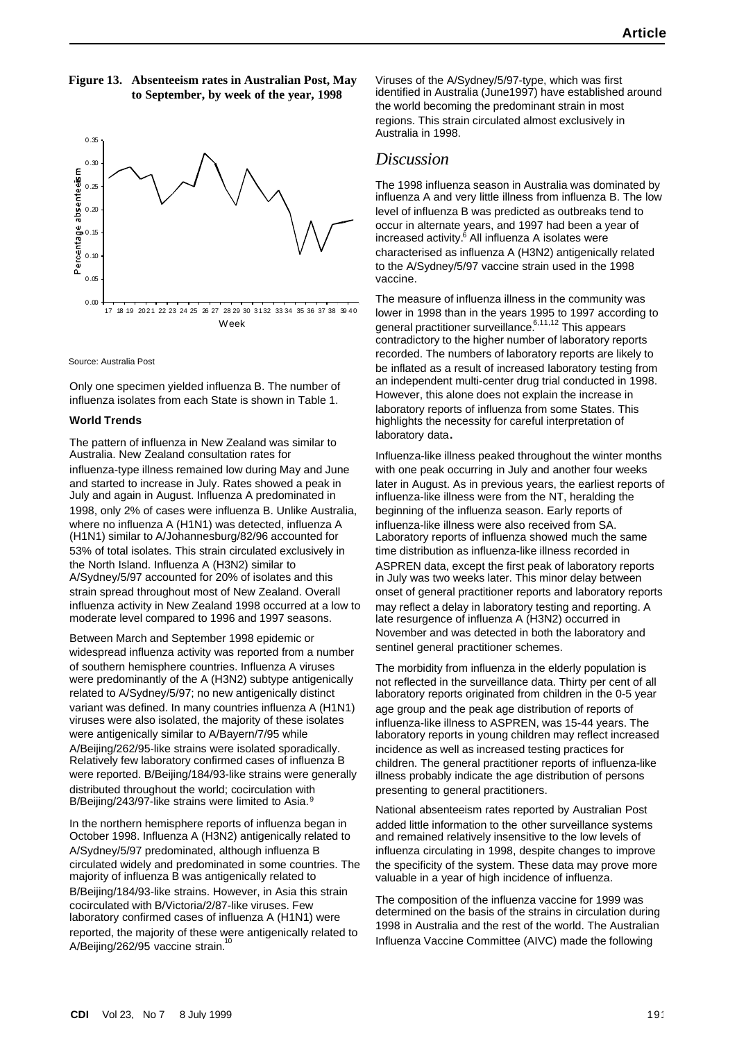**Figure 13. Absenteeism rates in Australian Post, May to September, by week of the year, 1998**

Source: Australia Post

Only one specimen yielded influenza B. The number of influenza isolates from each State is shown in Table 1.

**World Trends**

The pattern of influenza in New Zealand was similar to Australia. New Zealand consultation rates for influenza-type illness remained low during May and June and started to increase in July. Rates showed a peak in July and again in August. Influenza A predominated in 1998, only 2% of cases were influenza B. Unlike Australia, where no influenza A (H1N1) was detected, influenza A (H1N1) similar to A/Johannesburg/82/96 accounted for 53% of total isolates. This strain circulated exclusively in the North Island. Influenza A (H3N2) similar to A/Sydney/5/97 accounted for 20% of isolates and this strain spread throughout most of New Zealand. Overall influenza activity in New Zealand 1998 occurred at a low to moderate level compared to 1996 and 1997 seasons.

Between March and September 1998 epidemic or widespread influenza activity was reported from a number of southern hemisphere countries. Influenza A viruses were predominantly of the A (H3N2) subtype antigenically related to A/Sydney/5/97; no new antigenically distinct variant was defined. In many countries influenza A (H1N1) viruses were also isolated, the majority of these isolates were antigenically similar to A/Bayern/7/95 while A/Beijing/262/95-like strains were isolated sporadically. Relatively few laboratory confirmed cases of influenza B were reported. B/Beijing/184/93-like strains were generally distributed throughout the world; cocirculation with B/Beijing/243/97-like strains were limited to Asia.[9]

In the northern hemisphere reports of influenza began in October 1998. Influenza A (H3N2) antigenically related to A/Sydney/5/97 predominated, although influenza B circulated widely and predominated in some countries. The majority of influenza B was antigenically related to B/Beijing/184/93-like strains. However, in Asia this strain cocirculated with B/Victoria/2/87-like viruses. Few laboratory confirmed cases of influenza A (H1N1) were reported, the majority of these were antigenically related to A/Beijing/262/95 vaccine strain.[10]

Viruses of the A/Sydney/5/97-type, which was first identified in Australia (June1997) have established around the world becoming the predominant strain in most regions. This strain circulated almost exclusively in Australia in 1998.

## *Discussion*

The 1998 influenza season in Australia was dominated by influenza A and very little illness from influenza B. The low level of influenza B was predicted as outbreaks tend to occur in alternate years, and 1997 had been a year of increased activity.[6] All influenza A isolates were characterised as influenza A (H3N2) antigenically related to the A/Sydney/5/97 vaccine strain used in the 1998 vaccine.

The measure of influenza illness in the community was lower in 1998 than in the years 1995 to 1997 according to general practitioner surveillance.[6,11,12] This appears contradictory to the higher number of laboratory reports recorded. The numbers of laboratory reports are likely to be inflated as a result of increased laboratory testing from an independent multi-center drug trial conducted in 1998. However, this alone does not explain the increase in laboratory reports of influenza from some States. This highlights the necessity for careful interpretation of laboratory data.

Influenza-like illness peaked throughout the winter months with one peak occurring in July and another four weeks later in August. As in previous years, the earliest reports of influenza-like illness were from the NT, heralding the beginning of the influenza season. Early reports of influenza-like illness were also received from SA. Laboratory reports of influenza showed much the same time distribution as influenza-like illness recorded in ASPREN data, except the first peak of laboratory reports in July was two weeks later. This minor delay between onset of general practitioner reports and laboratory reports may reflect a delay in laboratory testing and reporting. A late resurgence of influenza A (H3N2) occurred in November and was detected in both the laboratory and sentinel general practitioner schemes.

The morbidity from influenza in the elderly population is not reflected in the surveillance data. Thirty per cent of all laboratory reports originated from children in the 0-5 year age group and the peak age distribution of reports of influenza-like illness to ASPREN, was 15-44 years. The laboratory reports in young children may reflect increased incidence as well as increased testing practices for children. The general practitioner reports of influenza-like illness probably indicate the age distribution of persons presenting to general practitioners.

National absenteeism rates reported by Australian Post added little information to the other surveillance systems and remained relatively insensitive to the low levels of influenza circulating in 1998, despite changes to improve the specificity of the system. These data may prove more valuable in a year of high incidence of influenza.

The composition of the influenza vaccine for 1999 was determined on the basis of the strains in circulation during 1998 in Australia and the rest of the world. The Australian Influenza Vaccine Committee (AIVC) made the following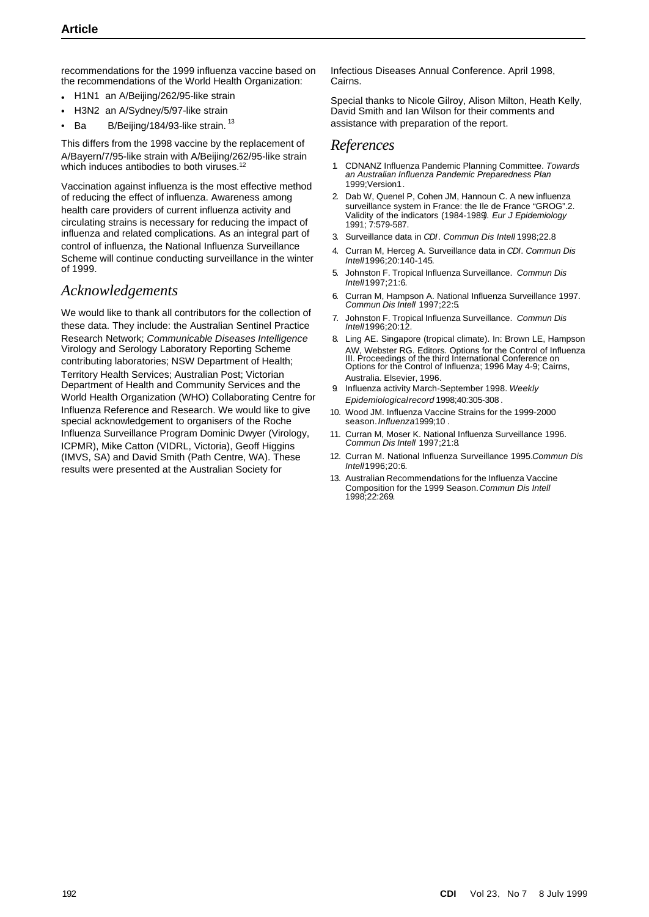recommendations for the 1999 influenza vaccine based on the recommendations of the World Health Organization:

- H1N1 an A/Beijing/262/95-like strain
- H3N2 an A/Sydney/5/97-like strain
- Ba B/Beijing/184/93-like strain.[13]

This differs from the 1998 vaccine by the replacement of A/Bayern/7/95-like strain with A/Beijing/262/95-like strain which induces antibodies to both viruses.[12]

Vaccination against influenza is the most effective method of reducing the effect of influenza. Awareness among health care providers of current influenza activity and circulating strains is necessary for reducing the impact of influenza and related complications. As an integral part of control of influenza, the National Influenza Surveillance Scheme will continue conducting surveillance in the winter of 1999.

## Acknowledgements

We would like to thank all contributors for the collection of these data. They include: the Australian Sentinel Practice Research Network; *Communicable Diseases Intelligence* Virology and Serology Laboratory Reporting Scheme contributing laboratories; NSW Department of Health; Territory Health Services; Australian Post; Victorian Department of Health and Community Services and the World Health Organization (WHO) Collaborating Centre for Influenza Reference and Research. We would like to give special acknowledgement to organisers of the Roche Influenza Surveillance Program Dominic Dwyer (Virology, ICPMR), Mike Catton (VIDRL, Victoria), Geoff Higgins (IMVS, SA) and David Smith (Path Centre, WA). These results were presented at the Australian Society for Infectious Diseases Annual Conference. April 1998, Cairns.

Special thanks to Nicole Gilroy, Alison Milton, Heath Kelly, David Smith and Ian Wilson for their comments and assistance with preparation of the report.

## References

1. CDNANZ Influenza Pandemic Planning Committee. *Towards an Australian Influenza Pandemic Preparedness Plan* 1999;Version1.
2. Dab W, Quenel P, Cohen JM, Hannoun C. A new influenza surveillance system in France: the Ile de France "GROG".2. Validity of the indicators (1984-1989). *Eur J Epidemiology* 1991; 7:579-587.
3. Surveillance data in *CDI*. *Commun Dis Intell* 1998;22.8
4. Curran M, Herceg A. Surveillance data in *CDI*. *Commun Dis Intell* 1996;20:140-145.
5. Johnston F. Tropical Influenza Surveillance. *Commun Dis Intell* 1997;21:6.
6. Curran M, Hampson A. National Influenza Surveillance 1997. *Commun Dis Intell* 1997;22:5.
7. Johnston F. Tropical Influenza Surveillance. *Commun Dis Intell* 1996;20:12.
8. Ling AE. Singapore (tropical climate). In: Brown LE, Hampson AW, Webster RG. Editors. Options for the Control of Influenza III. Proceedings of the third International Conference on Options for the Control of Influenza; 1996 May 4-9; Cairns, Australia. Elsevier, 1996.
9. Influenza activity March-September 1998. *Weekly Epidemiological record* 1998;40:305-308.
10. Wood JM. Influenza Vaccine Strains for the 1999-2000 season. *Influenza* 1999;10.
11. Curran M, Moser K. National Influenza Surveillance 1996. *Commun Dis Intell* 1997;21:8.
12. Curran M. National Influenza Surveillance 1995. *Commun Dis Intell* 1996;20:6.
13. Australian Recommendations for the Influenza Vaccine Composition for the 1999 Season. *Commun Dis Intell* 1998;22:269.